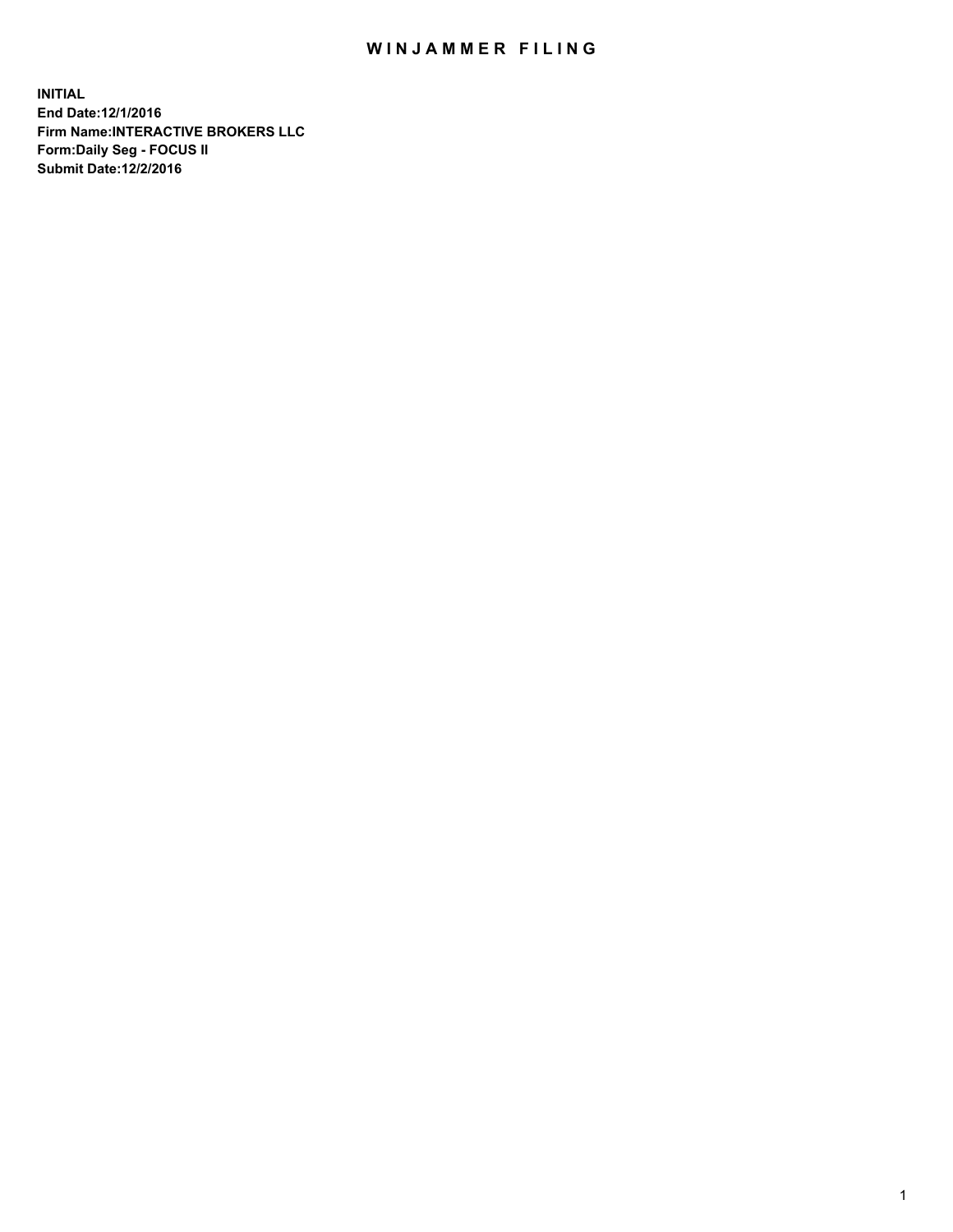# WINJAMMER FILING

**INITIAL**
**End Date:12/1/2016**
**Firm Name:INTERACTIVE BROKERS LLC**
**Form:Daily Seg - FOCUS II**
**Submit Date:12/2/2016**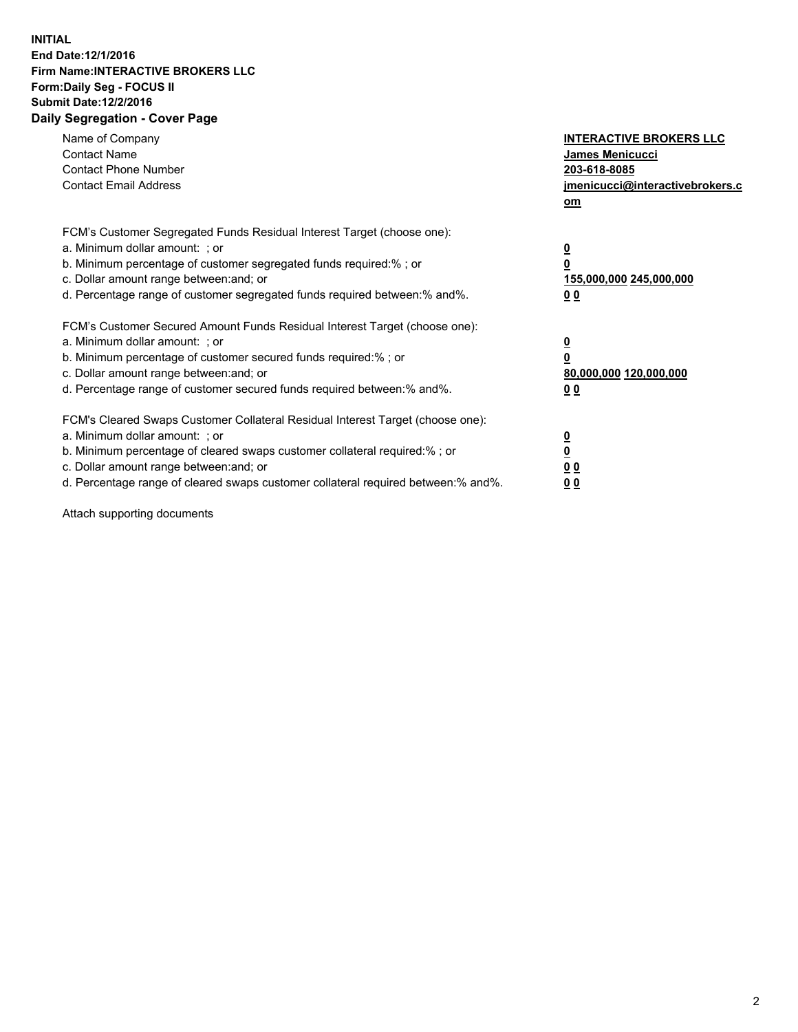**INITIAL**
**End Date:12/1/2016**
**Firm Name:INTERACTIVE BROKERS LLC**
**Form:Daily Seg - FOCUS II**
**Submit Date:12/2/2016**

**Daily Segregation - Cover Page**

| | |
|---|---|
| Name of Company | **INTERACTIVE BROKERS LLC** |
| Contact Name | **James Menicucci** |
| Contact Phone Number | **203-618-8085** |
| Contact Email Address | **jmenicucci@interactivebrokers.com** |

| | |
|---|---|
| FCM's Customer Segregated Funds Residual Interest Target (choose one): | |
| a. Minimum dollar amount: ; or | **0** |
| b. Minimum percentage of customer segregated funds required:% ; or | **0** |
| c. Dollar amount range between:and; or | **155,000,000 245,000,000** |
| d. Percentage range of customer segregated funds required between:% and%. | **0 0** |
| FCM's Customer Secured Amount Funds Residual Interest Target (choose one): | |
| a. Minimum dollar amount: ; or | **0** |
| b. Minimum percentage of customer secured funds required:% ; or | **0** |
| c. Dollar amount range between:and; or | **80,000,000 120,000,000** |
| d. Percentage range of customer secured funds required between:% and%. | **0 0** |
| FCM's Cleared Swaps Customer Collateral Residual Interest Target (choose one): | |
| a. Minimum dollar amount: ; or | **0** |
| b. Minimum percentage of cleared swaps customer collateral required:% ; or | **0** |
| c. Dollar amount range between:and; or | **0 0** |
| d. Percentage range of cleared swaps customer collateral required between:% and%. | **0 0** |

Attach supporting documents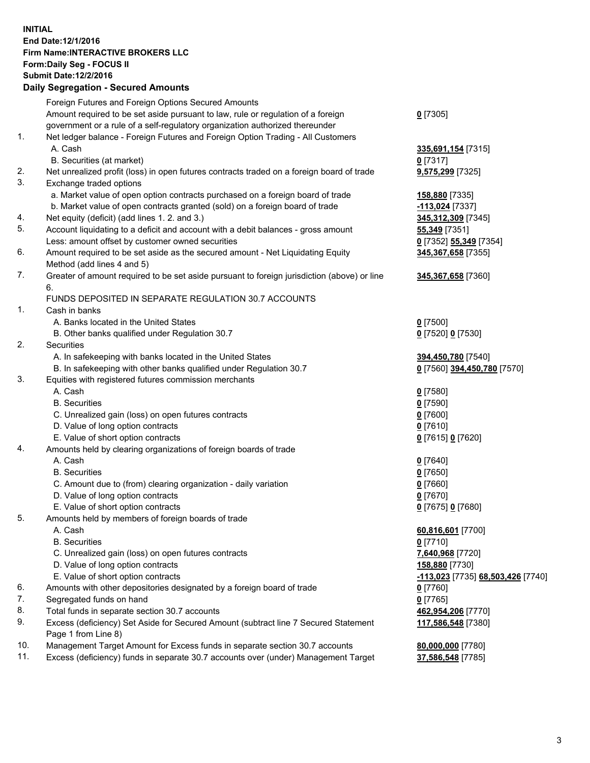**INITIAL**
**End Date:12/1/2016**
**Firm Name:INTERACTIVE BROKERS LLC**
**Form:Daily Seg - FOCUS II**
**Submit Date:12/2/2016**

## Daily Segregation - Secured Amounts

| | | |
|---|---|---|
| | Foreign Futures and Foreign Options Secured Amounts | |
| | Amount required to be set aside pursuant to law, rule or regulation of a foreign government or a rule of a self-regulatory organization authorized thereunder | **0** [7305] |
| 1. | Net ledger balance - Foreign Futures and Foreign Option Trading - All Customers | |
| | A. Cash | **335,691,154** [7315] |
| | B. Securities (at market) | **0** [7317] |
| 2. | Net unrealized profit (loss) in open futures contracts traded on a foreign board of trade | **9,575,299** [7325] |
| 3. | Exchange traded options | |
| | a. Market value of open option contracts purchased on a foreign board of trade | **158,880** [7335] |
| | b. Market value of open contracts granted (sold) on a foreign board of trade | **-113,024** [7337] |
| 4. | Net equity (deficit) (add lines 1. 2. and 3.) | **345,312,309** [7345] |
| 5. | Account liquidating to a deficit and account with a debit balances - gross amount | **55,349** [7351] |
| | Less: amount offset by customer owned securities | **0** [7352] **55,349** [7354] |
| 6. | Amount required to be set aside as the secured amount - Net Liquidating Equity Method (add lines 4 and 5) | **345,367,658** [7355] |
| 7. | Greater of amount required to be set aside pursuant to foreign jurisdiction (above) or line 6. | **345,367,658** [7360] |
| | FUNDS DEPOSITED IN SEPARATE REGULATION 30.7 ACCOUNTS | |
| 1. | Cash in banks | |
| | A. Banks located in the United States | **0** [7500] |
| | B. Other banks qualified under Regulation 30.7 | **0** [7520] **0** [7530] |
| 2. | Securities | |
| | A. In safekeeping with banks located in the United States | **394,450,780** [7540] |
| | B. In safekeeping with other banks qualified under Regulation 30.7 | **0** [7560] **394,450,780** [7570] |
| 3. | Equities with registered futures commission merchants | |
| | A. Cash | **0** [7580] |
| | B. Securities | **0** [7590] |
| | C. Unrealized gain (loss) on open futures contracts | **0** [7600] |
| | D. Value of long option contracts | **0** [7610] |
| | E. Value of short option contracts | **0** [7615] **0** [7620] |
| 4. | Amounts held by clearing organizations of foreign boards of trade | |
| | A. Cash | **0** [7640] |
| | B. Securities | **0** [7650] |
| | C. Amount due to (from) clearing organization - daily variation | **0** [7660] |
| | D. Value of long option contracts | **0** [7670] |
| | E. Value of short option contracts | **0** [7675] **0** [7680] |
| 5. | Amounts held by members of foreign boards of trade | |
| | A. Cash | **60,816,601** [7700] |
| | B. Securities | **0** [7710] |
| | C. Unrealized gain (loss) on open futures contracts | **7,640,968** [7720] |
| | D. Value of long option contracts | **158,880** [7730] |
| | E. Value of short option contracts | **-113,023** [7735] **68,503,426** [7740] |
| 6. | Amounts with other depositories designated by a foreign board of trade | **0** [7760] |
| 7. | Segregated funds on hand | **0** [7765] |
| 8. | Total funds in separate section 30.7 accounts | **462,954,206** [7770] |
| 9. | Excess (deficiency) Set Aside for Secured Amount (subtract line 7 Secured Statement Page 1 from Line 8) | **117,586,548** [7380] |
| 10. | Management Target Amount for Excess funds in separate section 30.7 accounts | **80,000,000** [7780] |
| 11. | Excess (deficiency) funds in separate 30.7 accounts over (under) Management Target | **37,586,548** [7785] |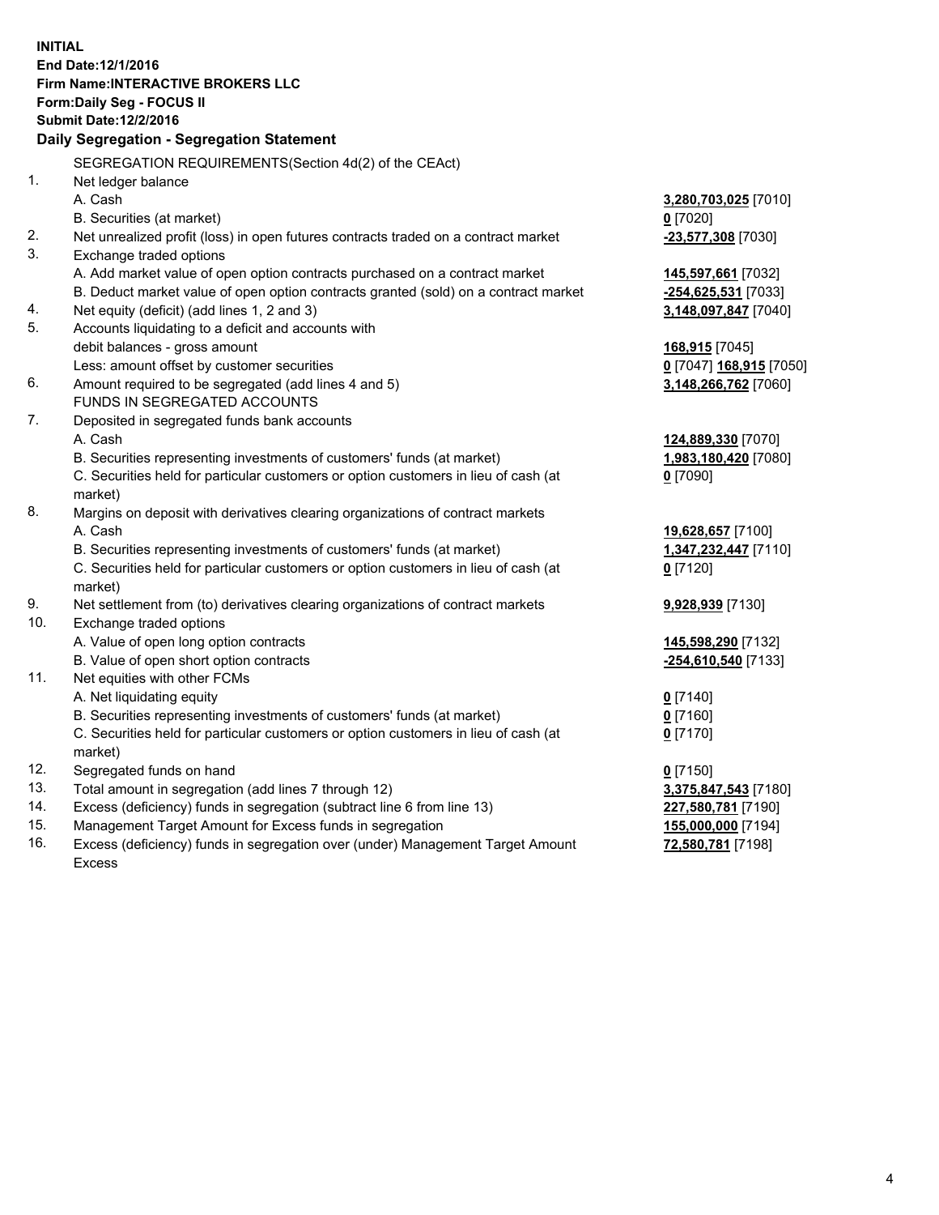**INITIAL**
**End Date:12/1/2016**
**Firm Name:INTERACTIVE BROKERS LLC**
**Form:Daily Seg - FOCUS II**
**Submit Date:12/2/2016**

**Daily Segregation - Segregation Statement**

| | | |
|---|---|---|
| | SEGREGATION REQUIREMENTS(Section 4d(2) of the CEAct) | |
| 1. | Net ledger balance | |
| | A. Cash | **3,280,703,025** [7010] |
| | B. Securities (at market) | **0** [7020] |
| 2. | Net unrealized profit (loss) in open futures contracts traded on a contract market | **-23,577,308** [7030] |
| 3. | Exchange traded options | |
| | A. Add market value of open option contracts purchased on a contract market | **145,597,661** [7032] |
| | B. Deduct market value of open option contracts granted (sold) on a contract market | **-254,625,531** [7033] |
| 4. | Net equity (deficit) (add lines 1, 2 and 3) | **3,148,097,847** [7040] |
| 5. | Accounts liquidating to a deficit and accounts with | |
| | debit balances - gross amount | **168,915** [7045] |
| | Less: amount offset by customer securities | **0** [7047] **168,915** [7050] |
| 6. | Amount required to be segregated (add lines 4 and 5) | **3,148,266,762** [7060] |
| | FUNDS IN SEGREGATED ACCOUNTS | |
| 7. | Deposited in segregated funds bank accounts | |
| | A. Cash | **124,889,330** [7070] |
| | B. Securities representing investments of customers' funds (at market) | **1,983,180,420** [7080] |
| | C. Securities held for particular customers or option customers in lieu of cash (at market) | **0** [7090] |
| 8. | Margins on deposit with derivatives clearing organizations of contract markets | |
| | A. Cash | **19,628,657** [7100] |
| | B. Securities representing investments of customers' funds (at market) | **1,347,232,447** [7110] |
| | C. Securities held for particular customers or option customers in lieu of cash (at market) | **0** [7120] |
| 9. | Net settlement from (to) derivatives clearing organizations of contract markets | **9,928,939** [7130] |
| 10. | Exchange traded options | |
| | A. Value of open long option contracts | **145,598,290** [7132] |
| | B. Value of open short option contracts | **-254,610,540** [7133] |
| 11. | Net equities with other FCMs | |
| | A. Net liquidating equity | **0** [7140] |
| | B. Securities representing investments of customers' funds (at market) | **0** [7160] |
| | C. Securities held for particular customers or option customers in lieu of cash (at market) | **0** [7170] |
| 12. | Segregated funds on hand | **0** [7150] |
| 13. | Total amount in segregation (add lines 7 through 12) | **3,375,847,543** [7180] |
| 14. | Excess (deficiency) funds in segregation (subtract line 6 from line 13) | **227,580,781** [7190] |
| 15. | Management Target Amount for Excess funds in segregation | **155,000,000** [7194] |
| 16. | Excess (deficiency) funds in segregation over (under) Management Target Amount Excess | **72,580,781** [7198] |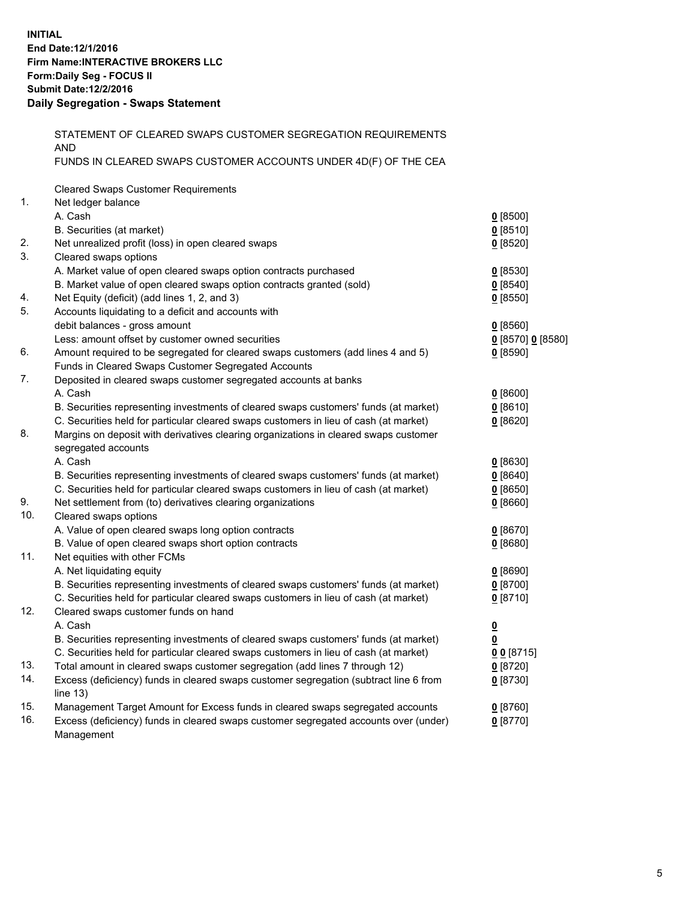**INITIAL**
**End Date:12/1/2016**
**Firm Name:INTERACTIVE BROKERS LLC**
**Form:Daily Seg - FOCUS II**
**Submit Date:12/2/2016**
**Daily Segregation - Swaps Statement**

STATEMENT OF CLEARED SWAPS CUSTOMER SEGREGATION REQUIREMENTS
AND
FUNDS IN CLEARED SWAPS CUSTOMER ACCOUNTS UNDER 4D(F) OF THE CEA

| | | |
|---|---|---|
| | Cleared Swaps Customer Requirements | |
| 1. | Net ledger balance | |
| | A. Cash | 0 [8500] |
| | B. Securities (at market) | 0 [8510] |
| 2. | Net unrealized profit (loss) in open cleared swaps | 0 [8520] |
| 3. | Cleared swaps options | |
| | A. Market value of open cleared swaps option contracts purchased | 0 [8530] |
| | B. Market value of open cleared swaps option contracts granted (sold) | 0 [8540] |
| 4. | Net Equity (deficit) (add lines 1, 2, and 3) | 0 [8550] |
| 5. | Accounts liquidating to a deficit and accounts with | |
| | debit balances - gross amount | 0 [8560] |
| | Less: amount offset by customer owned securities | 0 [8570] 0 [8580] |
| 6. | Amount required to be segregated for cleared swaps customers (add lines 4 and 5) | 0 [8590] |
| | Funds in Cleared Swaps Customer Segregated Accounts | |
| 7. | Deposited in cleared swaps customer segregated accounts at banks | |
| | A. Cash | 0 [8600] |
| | B. Securities representing investments of cleared swaps customers' funds (at market) | 0 [8610] |
| | C. Securities held for particular cleared swaps customers in lieu of cash (at market) | 0 [8620] |
| 8. | Margins on deposit with derivatives clearing organizations in cleared swaps customer segregated accounts | |
| | A. Cash | 0 [8630] |
| | B. Securities representing investments of cleared swaps customers' funds (at market) | 0 [8640] |
| | C. Securities held for particular cleared swaps customers in lieu of cash (at market) | 0 [8650] |
| 9. | Net settlement from (to) derivatives clearing organizations | 0 [8660] |
| 10. | Cleared swaps options | |
| | A. Value of open cleared swaps long option contracts | 0 [8670] |
| | B. Value of open cleared swaps short option contracts | 0 [8680] |
| 11. | Net equities with other FCMs | |
| | A. Net liquidating equity | 0 [8690] |
| | B. Securities representing investments of cleared swaps customers' funds (at market) | 0 [8700] |
| | C. Securities held for particular cleared swaps customers in lieu of cash (at market) | 0 [8710] |
| 12. | Cleared swaps customer funds on hand | |
| | A. Cash | 0 |
| | B. Securities representing investments of cleared swaps customers' funds (at market) | 0 |
| | C. Securities held for particular cleared swaps customers in lieu of cash (at market) | 0 0 [8715] |
| 13. | Total amount in cleared swaps customer segregation (add lines 7 through 12) | 0 [8720] |
| 14. | Excess (deficiency) funds in cleared swaps customer segregation (subtract line 6 from line 13) | 0 [8730] |
| 15. | Management Target Amount for Excess funds in cleared swaps segregated accounts | 0 [8760] |
| 16. | Excess (deficiency) funds in cleared swaps customer segregated accounts over (under) Management | 0 [8770] |